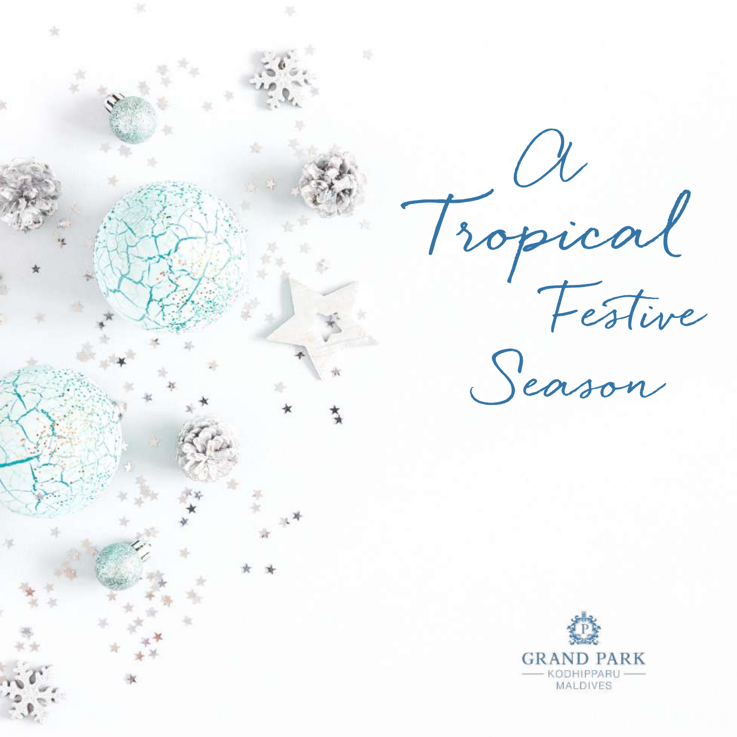# A Tropical Festive Season

GRAND PARK
KODHIPPARU
MALDIVES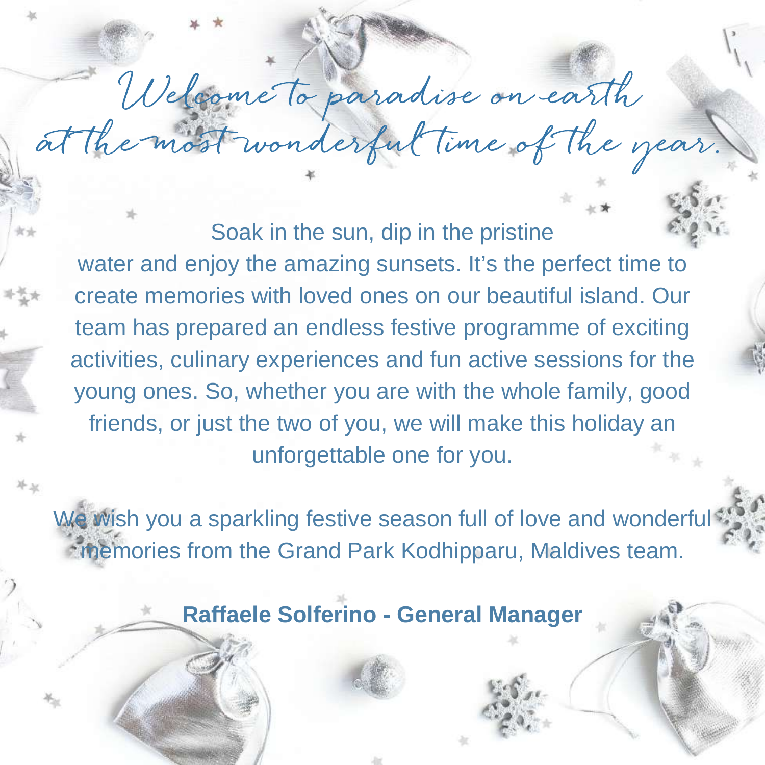# Welcome to paradise on earth at the most wonderful time of the year.

Soak in the sun, dip in the pristine water and enjoy the amazing sunsets. It's the perfect time to create memories with loved ones on our beautiful island. Our team has prepared an endless festive programme of exciting activities, culinary experiences and fun active sessions for the young ones. So, whether you are with the whole family, good friends, or just the two of you, we will make this holiday an unforgettable one for you.

We wish you a sparkling festive season full of love and wonderful memories from the Grand Park Kodhipparu, Maldives team.

**Raffaele Solferino - General Manager**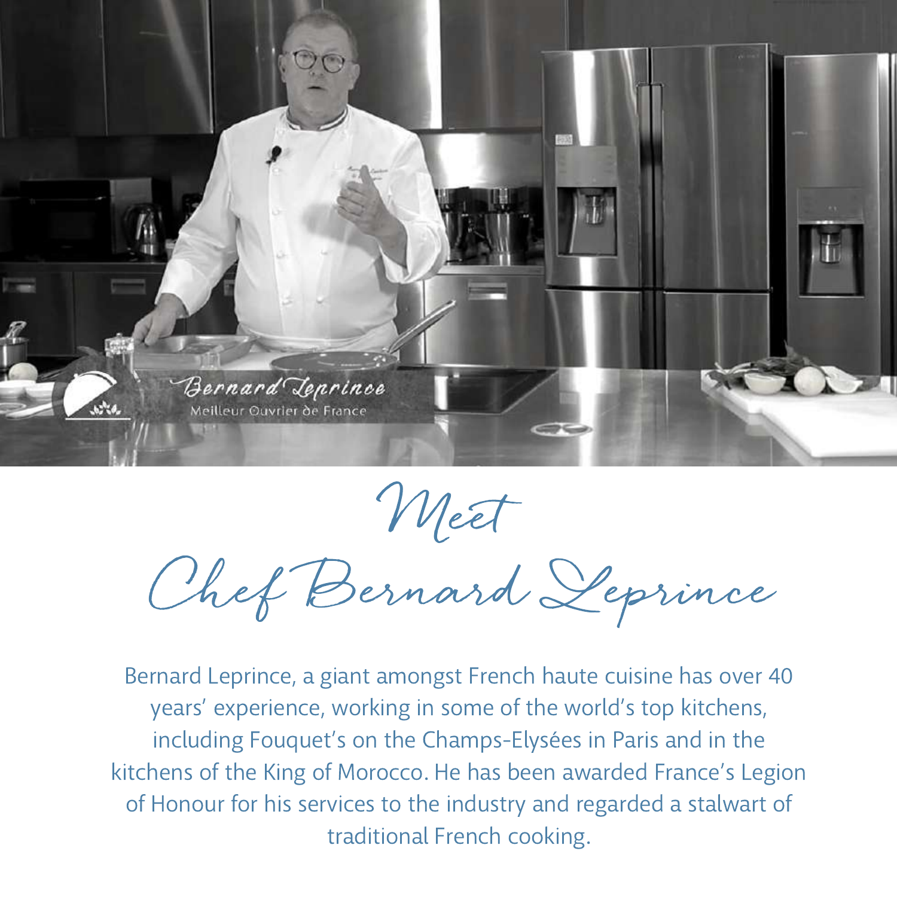# Meet Chef Bernard Leprince

Bernard Leprince, a giant amongst French haute cuisine has over 40 years' experience, working in some of the world's top kitchens, including Fouquet's on the Champs-Elysées in Paris and in the kitchens of the King of Morocco. He has been awarded France's Legion of Honour for his services to the industry and regarded a stalwart of traditional French cooking.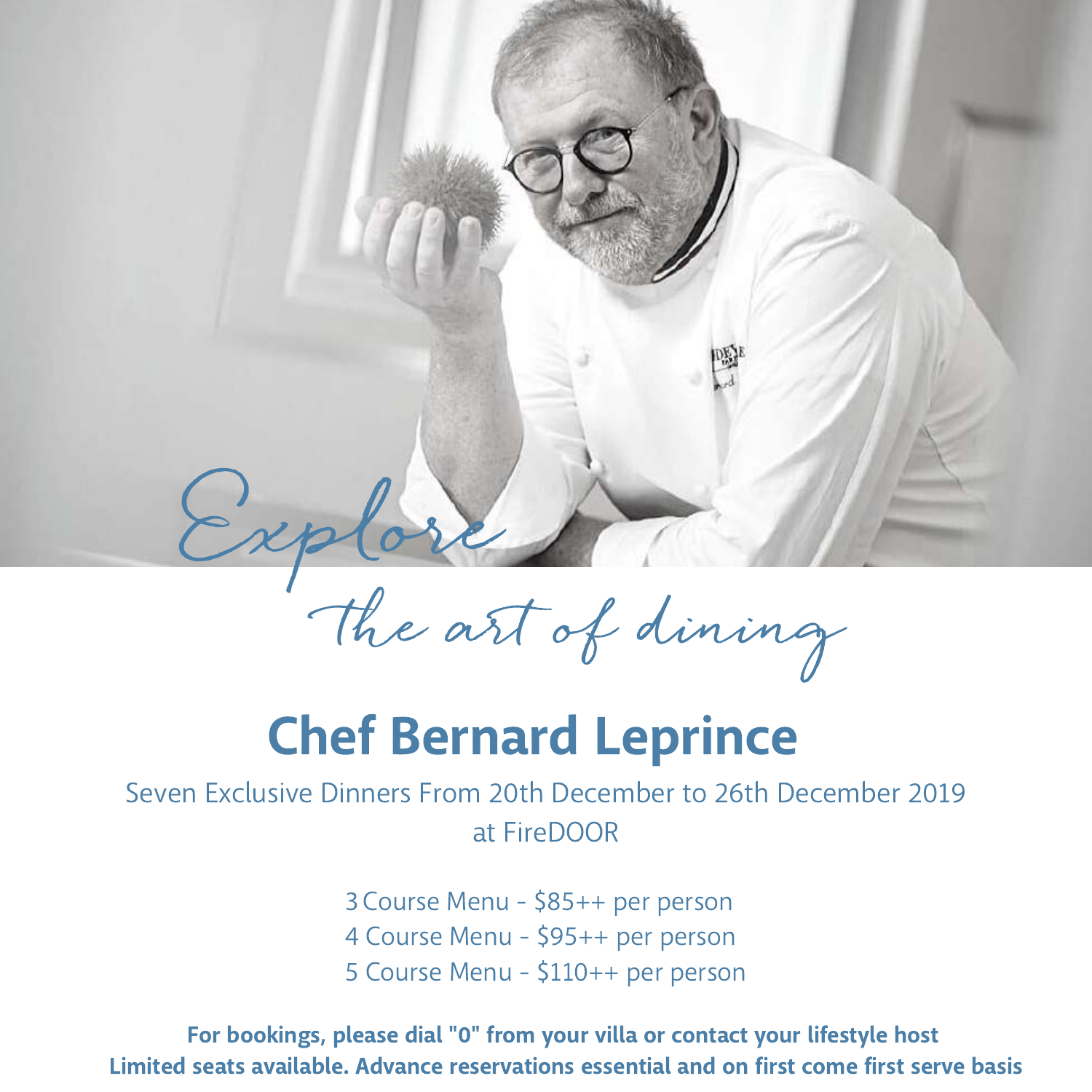*Explore*

*the art of dining*

# Chef Bernard Leprince

Seven Exclusive Dinners From 20th December to 26th December 2019
at FireDOOR

3 Course Menu - $85++ per person
4 Course Menu - $95++ per person
5 Course Menu - $110++ per person

**For bookings, please dial "0" from your villa or contact your lifestyle host**
**Limited seats available. Advance reservations essential and on first come first serve basis**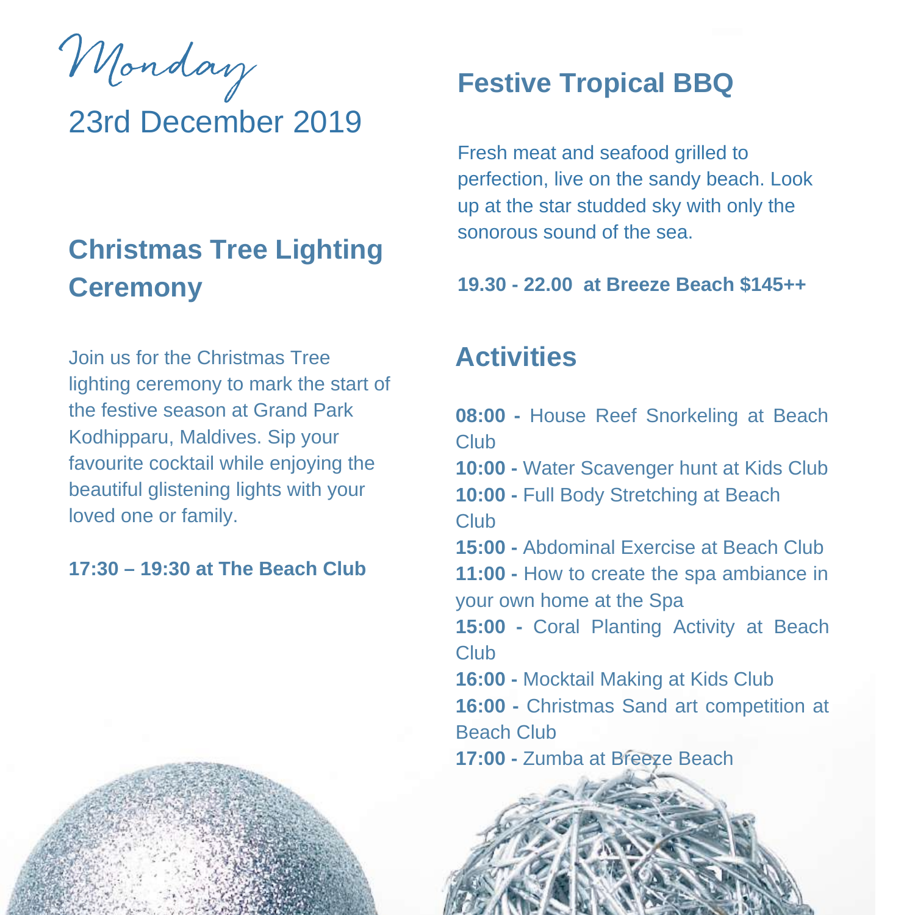# Monday

## 23rd December 2019

## Christmas Tree Lighting Ceremony

Join us for the Christmas Tree lighting ceremony to mark the start of the festive season at Grand Park Kodhipparu, Maldives. Sip your favourite cocktail while enjoying the beautiful glistening lights with your loved one or family.

**17:30 – 19:30 at The Beach Club**

## Festive Tropical BBQ

Fresh meat and seafood grilled to perfection, live on the sandy beach. Look up at the star studded sky with only the sonorous sound of the sea.

**19.30 - 22.00 at Breeze Beach $145++**

## Activities

**08:00 -** House Reef Snorkeling at Beach Club
**10:00 -** Water Scavenger hunt at Kids Club
**10:00 -** Full Body Stretching at Beach Club
**15:00 -** Abdominal Exercise at Beach Club
**11:00 -** How to create the spa ambiance in your own home at the Spa
**15:00 -** Coral Planting Activity at Beach Club
**16:00 -** Mocktail Making at Kids Club
**16:00 -** Christmas Sand art competition at Beach Club
**17:00 -** Zumba at Breeze Beach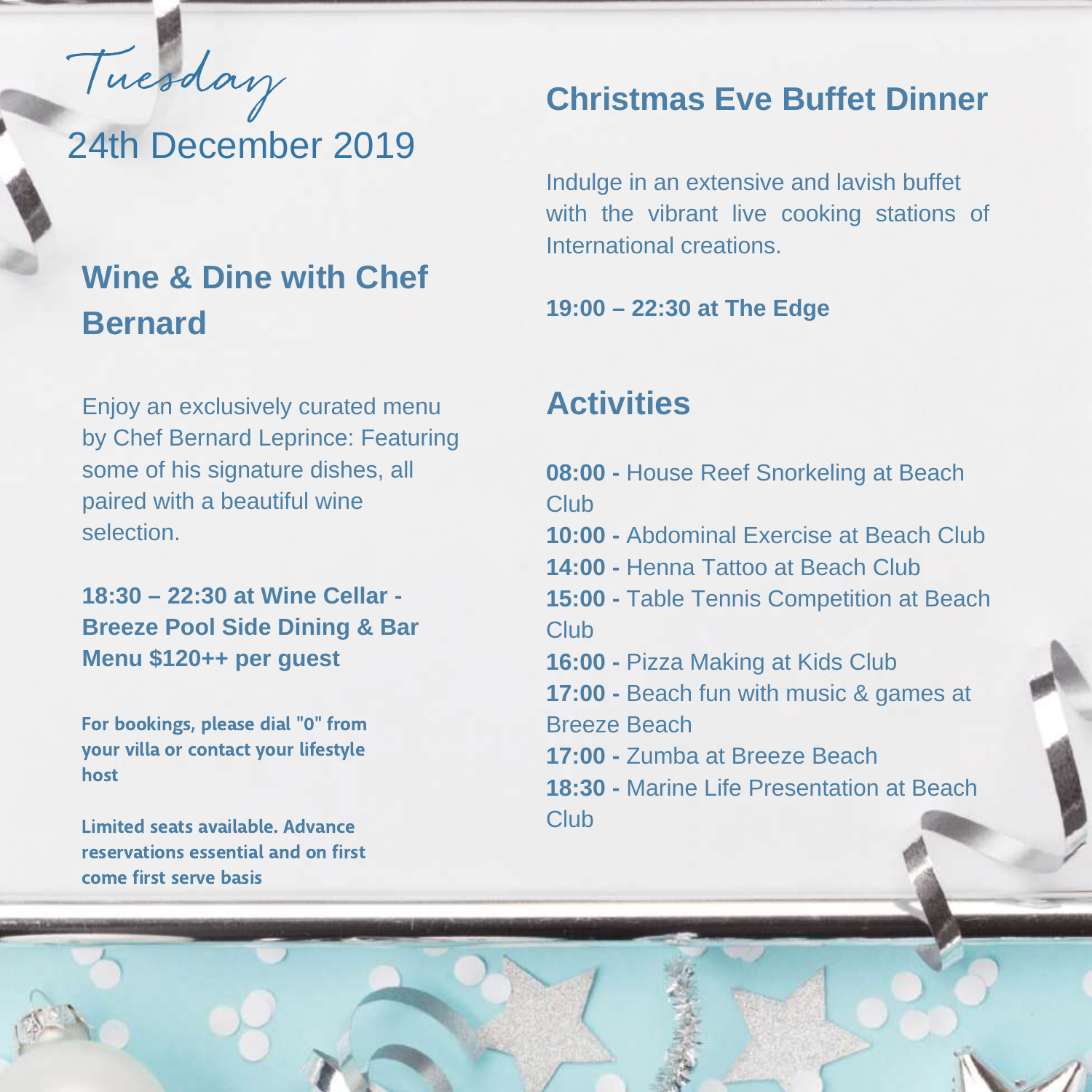# Tuesday
## 24th December 2019

## Wine & Dine with Chef Bernard

Enjoy an exclusively curated menu by Chef Bernard Leprince: Featuring some of his signature dishes, all paired with a beautiful wine selection.

**18:30 – 22:30 at Wine Cellar - Breeze Pool Side Dining & Bar Menu $120++ per guest**

**For bookings, please dial "0" from your villa or contact your lifestyle host**

**Limited seats available. Advance reservations essential and on first come first serve basis**

## Christmas Eve Buffet Dinner

Indulge in an extensive and lavish buffet with the vibrant live cooking stations of International creations.

**19:00 – 22:30 at The Edge**

## Activities

**08:00 -** House Reef Snorkeling at Beach Club
**10:00 -** Abdominal Exercise at Beach Club
**14:00 -** Henna Tattoo at Beach Club
**15:00 -** Table Tennis Competition at Beach Club
**16:00 -** Pizza Making at Kids Club
**17:00 -** Beach fun with music & games at Breeze Beach
**17:00 -** Zumba at Breeze Beach
**18:30 -** Marine Life Presentation at Beach Club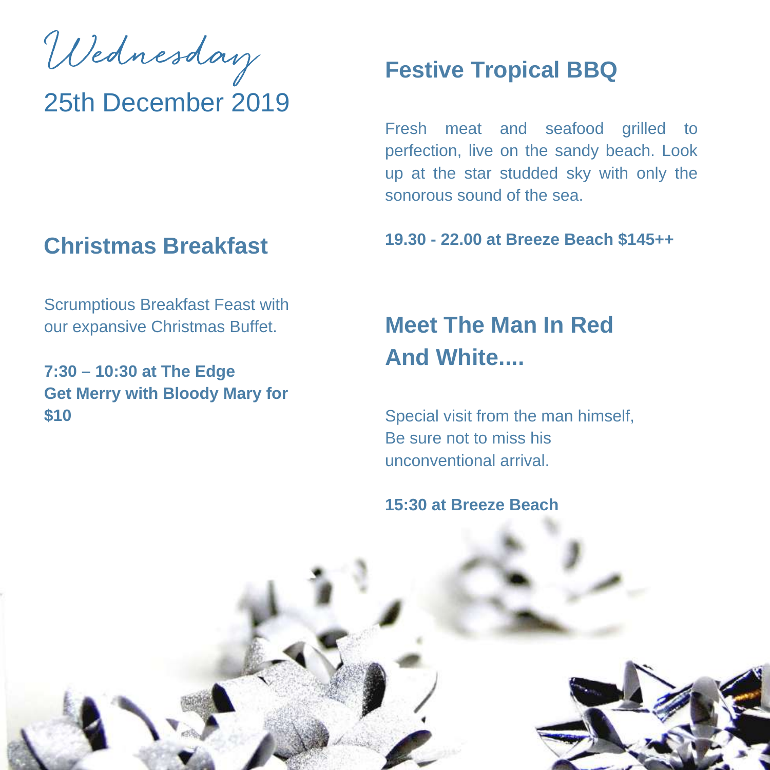# Wednesday

## 25th December 2019

## Christmas Breakfast

Scrumptious Breakfast Feast with our expansive Christmas Buffet.

**7:30 – 10:30 at The Edge**
**Get Merry with Bloody Mary for $10**

## Festive Tropical BBQ

Fresh meat and seafood grilled to perfection, live on the sandy beach. Look up at the star studded sky with only the sonorous sound of the sea.

**19.30 - 22.00 at Breeze Beach $145++**

## Meet The Man In Red And White....

Special visit from the man himself, Be sure not to miss his unconventional arrival.

**15:30 at Breeze Beach**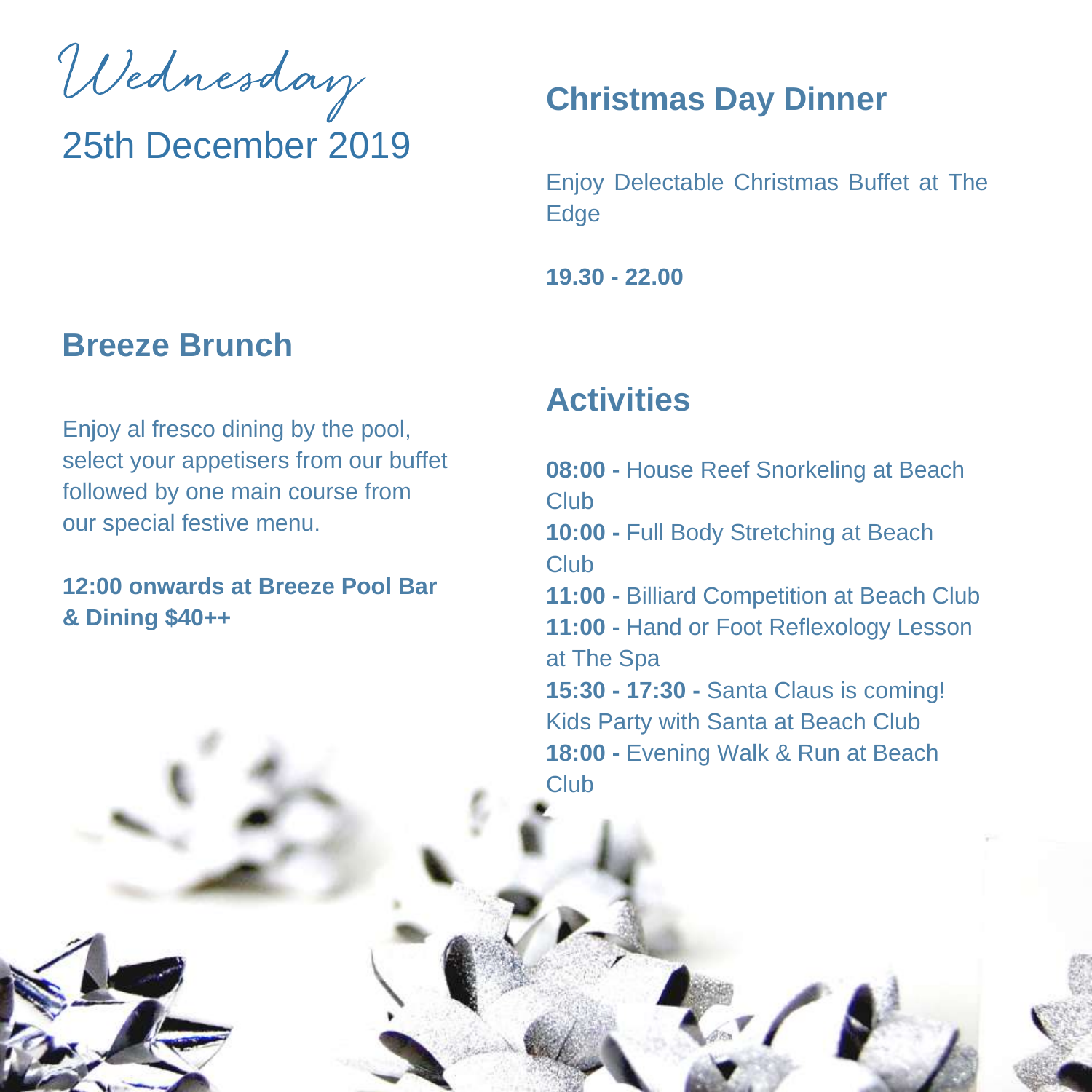# Wednesday

## 25th December 2019

## Breeze Brunch

Enjoy al fresco dining by the pool, select your appetisers from our buffet followed by one main course from our special festive menu.

**12:00 onwards at Breeze Pool Bar & Dining $40++**

## Christmas Day Dinner

Enjoy Delectable Christmas Buffet at The Edge

**19.30 - 22.00**

## Activities

**08:00 -** House Reef Snorkeling at Beach Club
**10:00 -** Full Body Stretching at Beach Club
**11:00 -** Billiard Competition at Beach Club
**11:00 -** Hand or Foot Reflexology Lesson at The Spa
**15:30 - 17:30 -** Santa Claus is coming! Kids Party with Santa at Beach Club
**18:00 -** Evening Walk & Run at Beach Club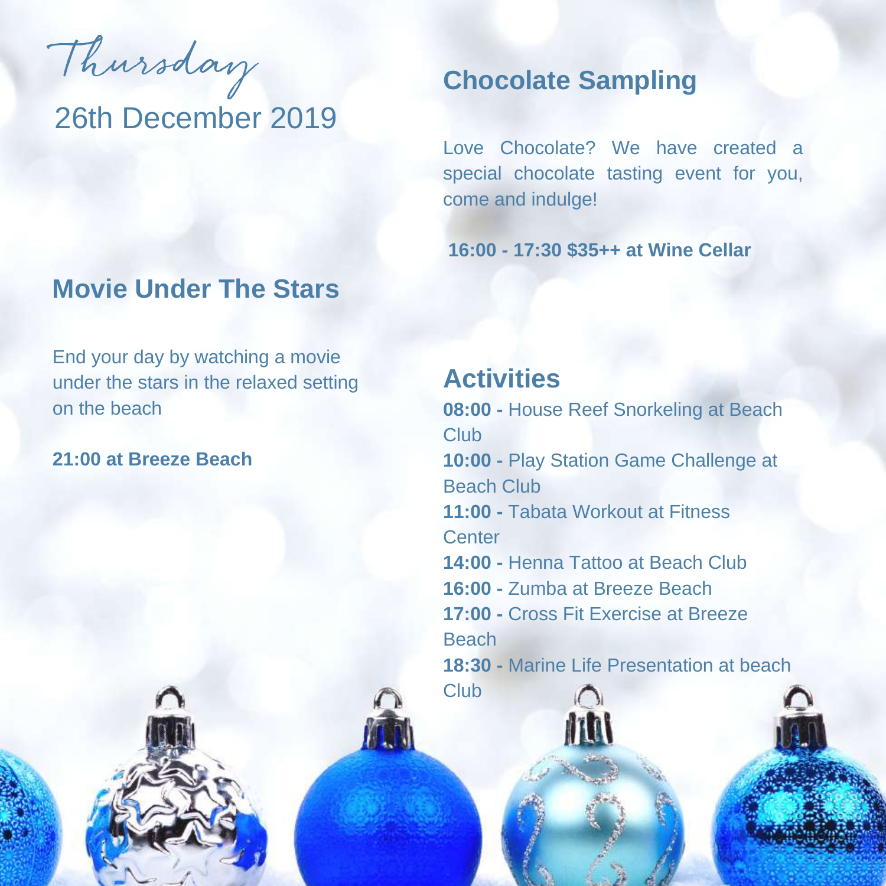# Thursday

## 26th December 2019

## Movie Under The Stars

End your day by watching a movie under the stars in the relaxed setting on the beach

**21:00 at Breeze Beach**

## Chocolate Sampling

Love Chocolate? We have created a special chocolate tasting event for you, come and indulge!

**16:00 - 17:30 $35++ at Wine Cellar**

## Activities

**08:00 -** House Reef Snorkeling at Beach Club
**10:00 -** Play Station Game Challenge at Beach Club
**11:00 -** Tabata Workout at Fitness Center
**14:00 -** Henna Tattoo at Beach Club
**16:00 -** Zumba at Breeze Beach
**17:00 -** Cross Fit Exercise at Breeze Beach
**18:30 -** Marine Life Presentation at beach Club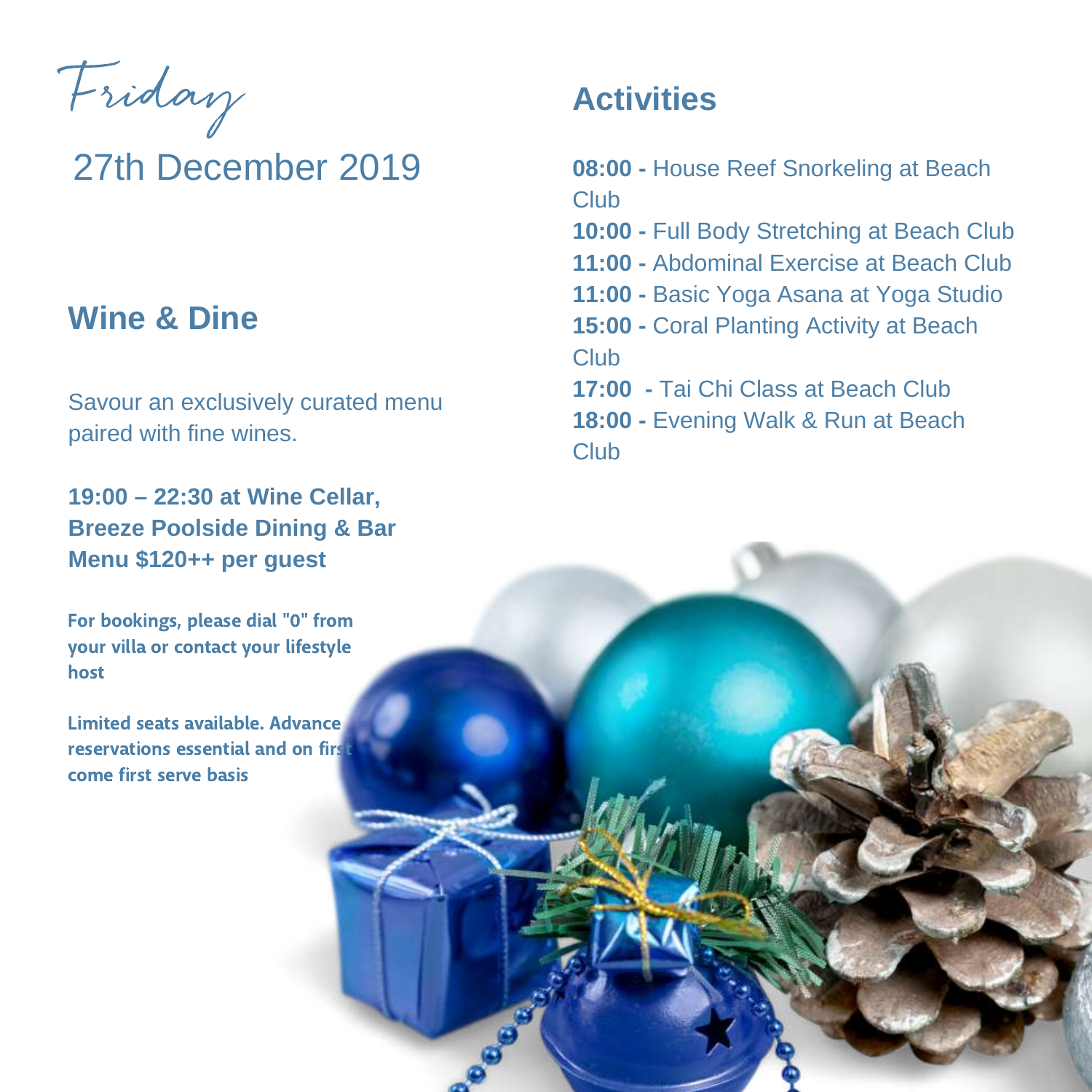# Friday

## 27th December 2019

## Wine & Dine

Savour an exclusively curated menu paired with fine wines.

**19:00 – 22:30 at Wine Cellar, Breeze Poolside Dining & Bar**
**Menu $120++ per guest**

**For bookings, please dial "0" from your villa or contact your lifestyle host**

**Limited seats available. Advance reservations essential and on first come first serve basis**

## Activities

**08:00 -** House Reef Snorkeling at Beach Club
**10:00 -** Full Body Stretching at Beach Club
**11:00 -** Abdominal Exercise at Beach Club
**11:00 -** Basic Yoga Asana at Yoga Studio
**15:00 -** Coral Planting Activity at Beach Club
**17:00 -** Tai Chi Class at Beach Club
**18:00 -** Evening Walk & Run at Beach Club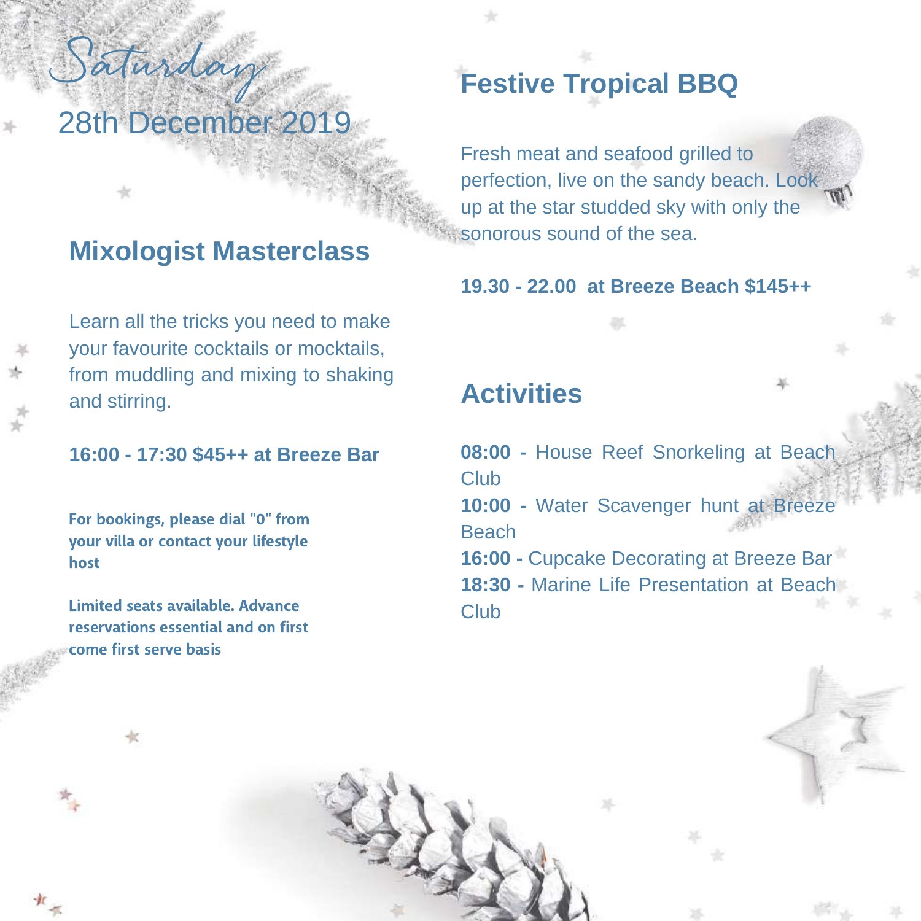# Saturday

## 28th December 2019

### Mixologist Masterclass

Learn all the tricks you need to make your favourite cocktails or mocktails, from muddling and mixing to shaking and stirring.

**16:00 - 17:30 $45++ at Breeze Bar**

**For bookings, please dial "0" from your villa or contact your lifestyle host**

**Limited seats available. Advance reservations essential and on first come first serve basis**

### Festive Tropical BBQ

Fresh meat and seafood grilled to perfection, live on the sandy beach. Look up at the star studded sky with only the sonorous sound of the sea.

**19.30 - 22.00 at Breeze Beach $145++**

### Activities

**08:00 -** House Reef Snorkeling at Beach Club
**10:00 -** Water Scavenger hunt at Breeze Beach
**16:00 -** Cupcake Decorating at Breeze Bar
**18:30 -** Marine Life Presentation at Beach Club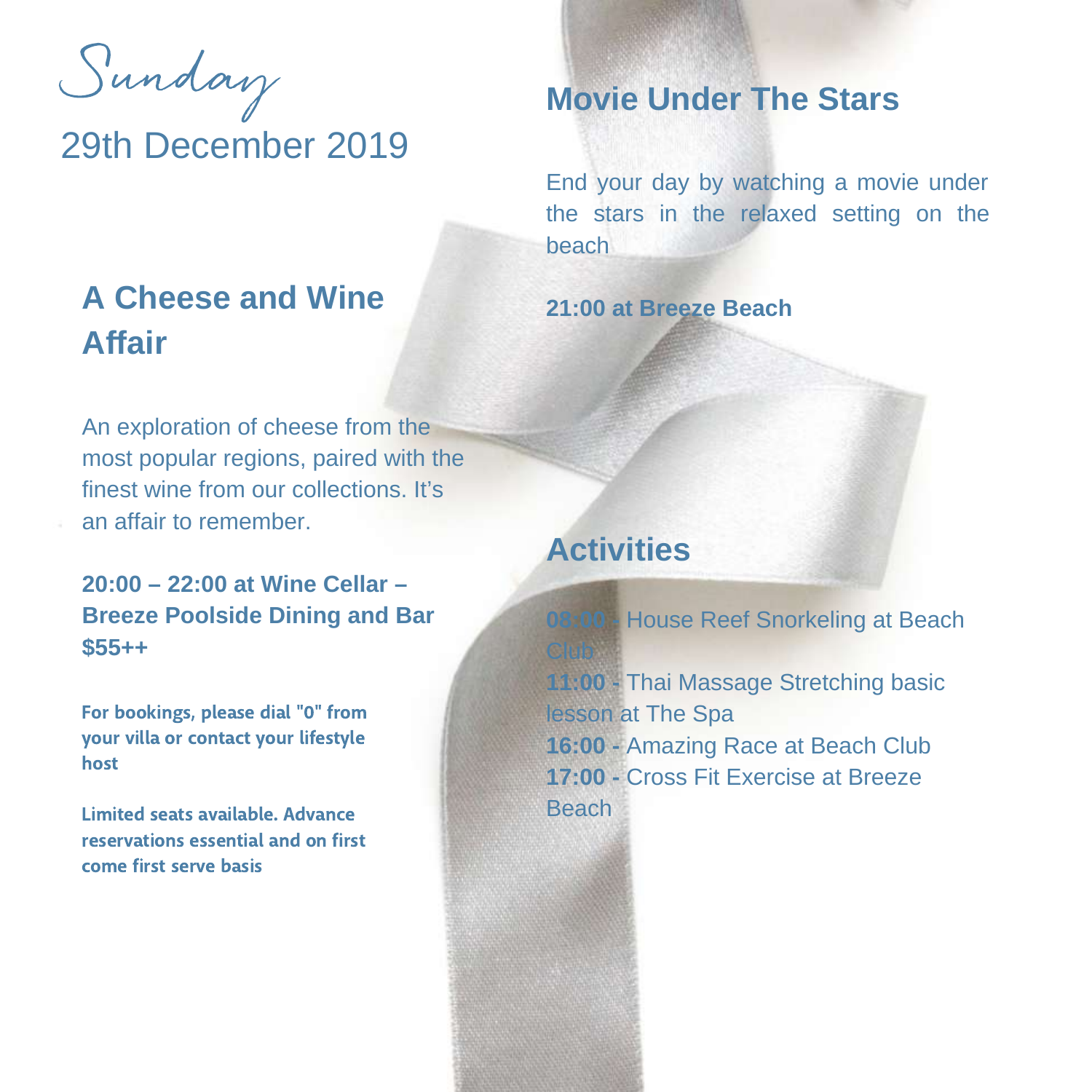# Sunday

29th December 2019

## A Cheese and Wine Affair

An exploration of cheese from the most popular regions, paired with the finest wine from our collections. It's an affair to remember.

**20:00 – 22:00 at Wine Cellar – Breeze Poolside Dining and Bar**
**$55++**

**For bookings, please dial "0" from your villa or contact your lifestyle host**

**Limited seats available. Advance reservations essential and on first come first serve basis**

## Movie Under The Stars

End your day by watching a movie under the stars in the relaxed setting on the beach

**21:00 at Breeze Beach**

## Activities

**08:00 -** House Reef Snorkeling at Beach Club
**11:00 -** Thai Massage Stretching basic lesson at The Spa
**16:00 -** Amazing Race at Beach Club
**17:00 -** Cross Fit Exercise at Breeze Beach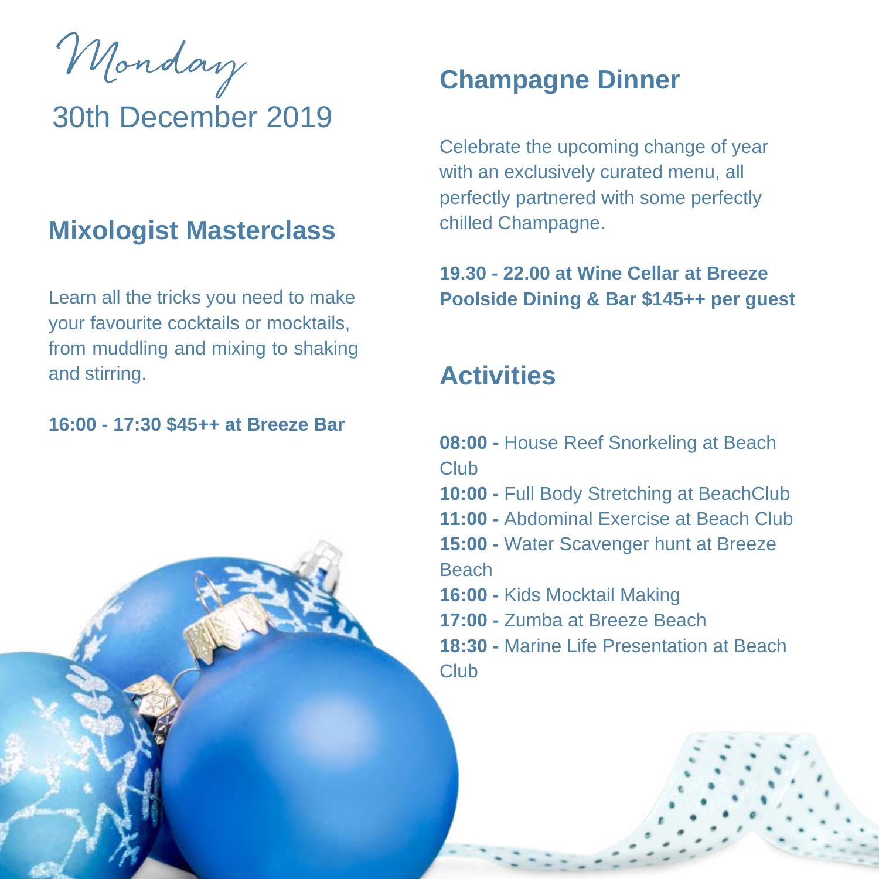# Monday

30th December 2019

## Mixologist Masterclass

Learn all the tricks you need to make your favourite cocktails or mocktails, from muddling and mixing to shaking and stirring.

**16:00 - 17:30 $45++ at Breeze Bar**

## Champagne Dinner

Celebrate the upcoming change of year with an exclusively curated menu, all perfectly partnered with some perfectly chilled Champagne.

**19.30 - 22.00 at Wine Cellar at Breeze Poolside Dining & Bar $145++ per guest**

## Activities

**08:00 -** House Reef Snorkeling at Beach Club
**10:00 -** Full Body Stretching at BeachClub
**11:00 -** Abdominal Exercise at Beach Club
**15:00 -** Water Scavenger hunt at Breeze Beach
**16:00 -** Kids Mocktail Making
**17:00 -** Zumba at Breeze Beach
**18:30 -** Marine Life Presentation at Beach Club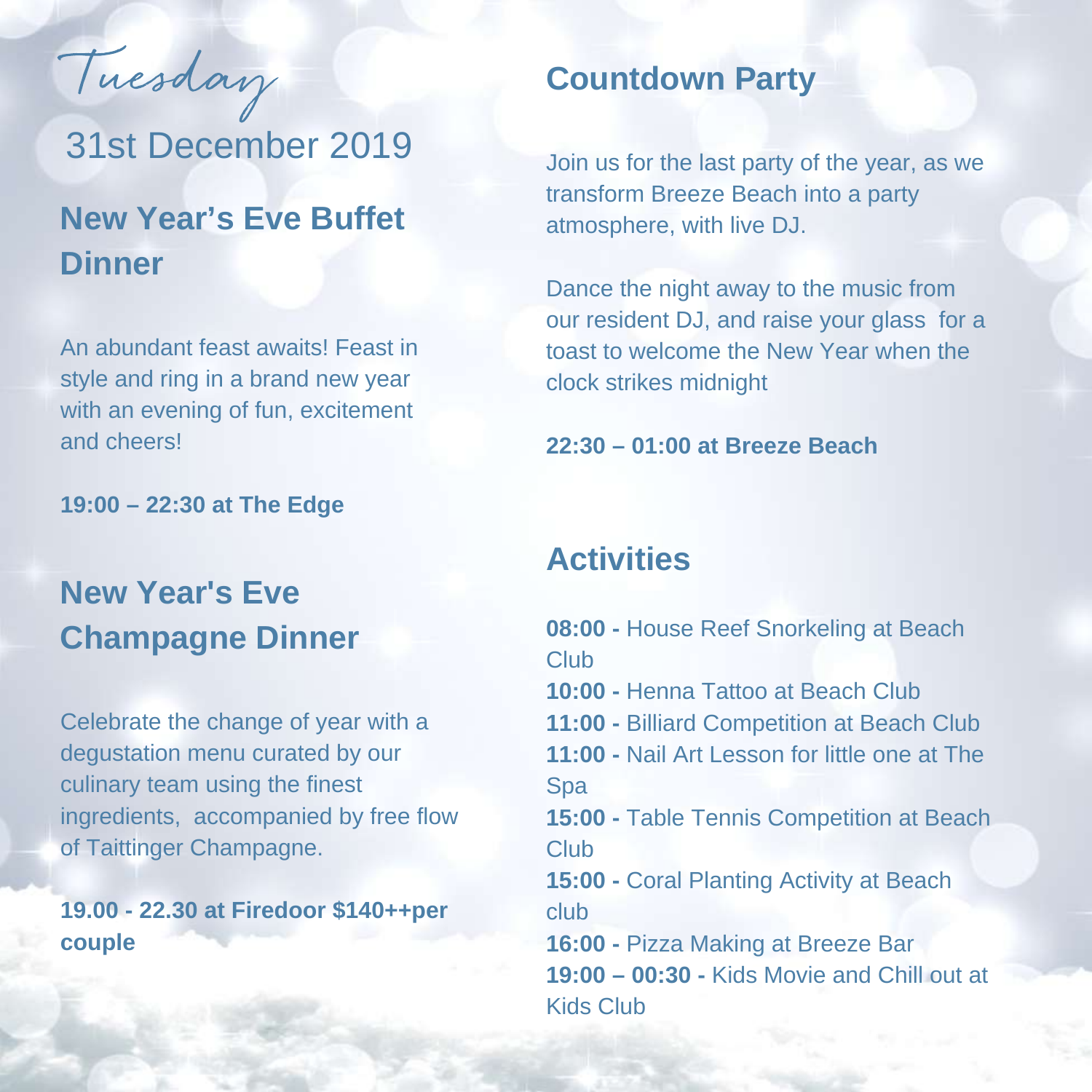# Tuesday

## 31st December 2019

## New Year's Eve Buffet Dinner

An abundant feast awaits! Feast in style and ring in a brand new year with an evening of fun, excitement and cheers!

**19:00 – 22:30 at The Edge**

## New Year's Eve Champagne Dinner

Celebrate the change of year with a degustation menu curated by our culinary team using the finest ingredients, accompanied by free flow of Taittinger Champagne.

**19.00 - 22.30 at Firedoor $140++per couple**

## Countdown Party

Join us for the last party of the year, as we transform Breeze Beach into a party atmosphere, with live DJ.

Dance the night away to the music from our resident DJ, and raise your glass for a toast to welcome the New Year when the clock strikes midnight

**22:30 – 01:00 at Breeze Beach**

## Activities

**08:00 -** House Reef Snorkeling at Beach Club
**10:00 -** Henna Tattoo at Beach Club
**11:00 -** Billiard Competition at Beach Club
**11:00 -** Nail Art Lesson for little one at The Spa
**15:00 -** Table Tennis Competition at Beach Club
**15:00 -** Coral Planting Activity at Beach club
**16:00 -** Pizza Making at Breeze Bar
**19:00 – 00:30 -** Kids Movie and Chill out at Kids Club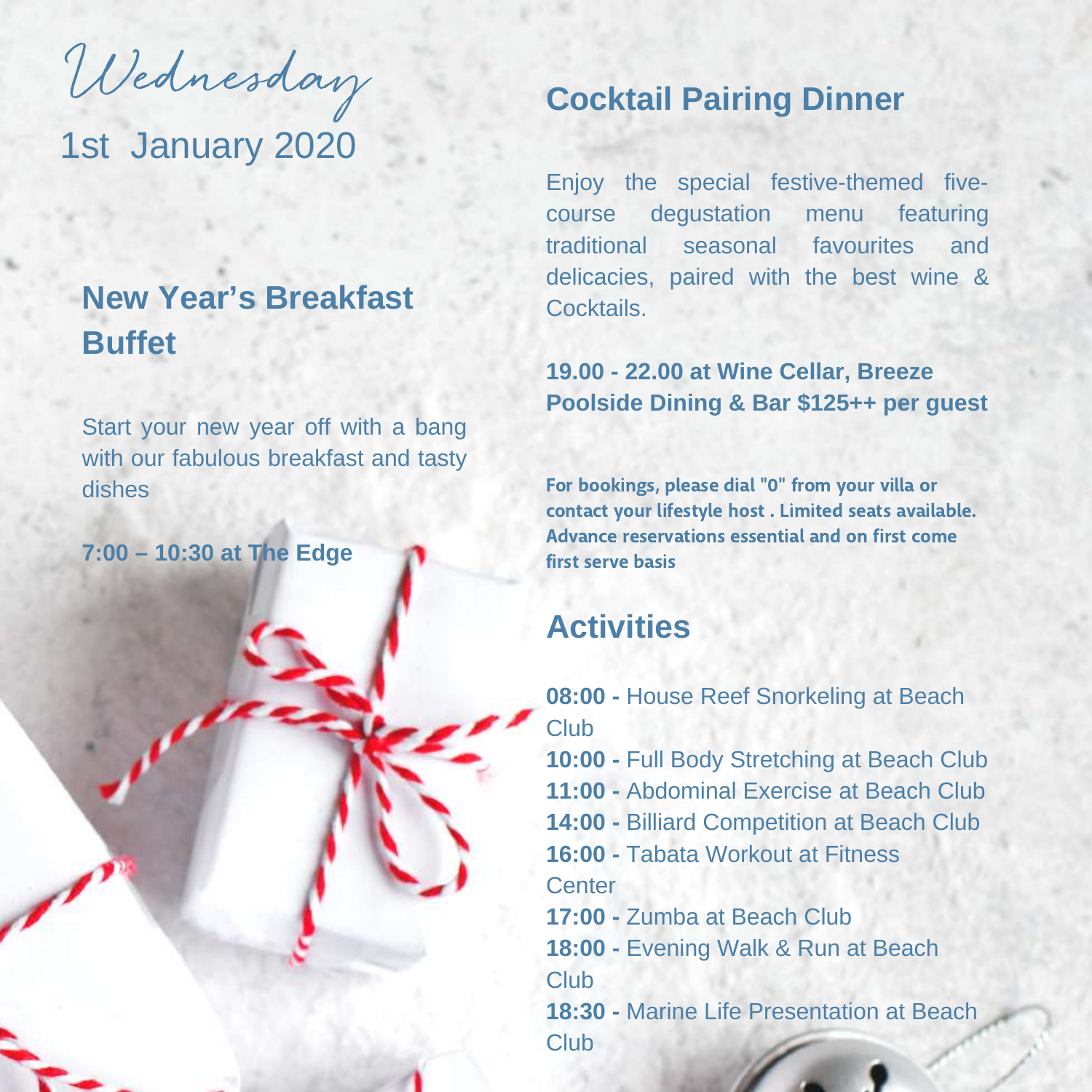# Wednesday

## 1st January 2020

## New Year's Breakfast Buffet

Start your new year off with a bang with our fabulous breakfast and tasty dishes

**7:00 – 10:30 at The Edge**

## Cocktail Pairing Dinner

Enjoy the special festive-themed five-course degustation menu featuring traditional seasonal favourites and delicacies, paired with the best wine & Cocktails.

**19.00 - 22.00 at Wine Cellar, Breeze Poolside Dining & Bar $125++ per guest**

**For bookings, please dial "0" from your villa or contact your lifestyle host . Limited seats available. Advance reservations essential and on first come first serve basis**

## Activities

**08:00 -** House Reef Snorkeling at Beach Club
**10:00 -** Full Body Stretching at Beach Club
**11:00 -** Abdominal Exercise at Beach Club
**14:00 -** Billiard Competition at Beach Club
**16:00 -** Tabata Workout at Fitness Center
**17:00 -** Zumba at Beach Club
**18:00 -** Evening Walk & Run at Beach Club
**18:30 -** Marine Life Presentation at Beach Club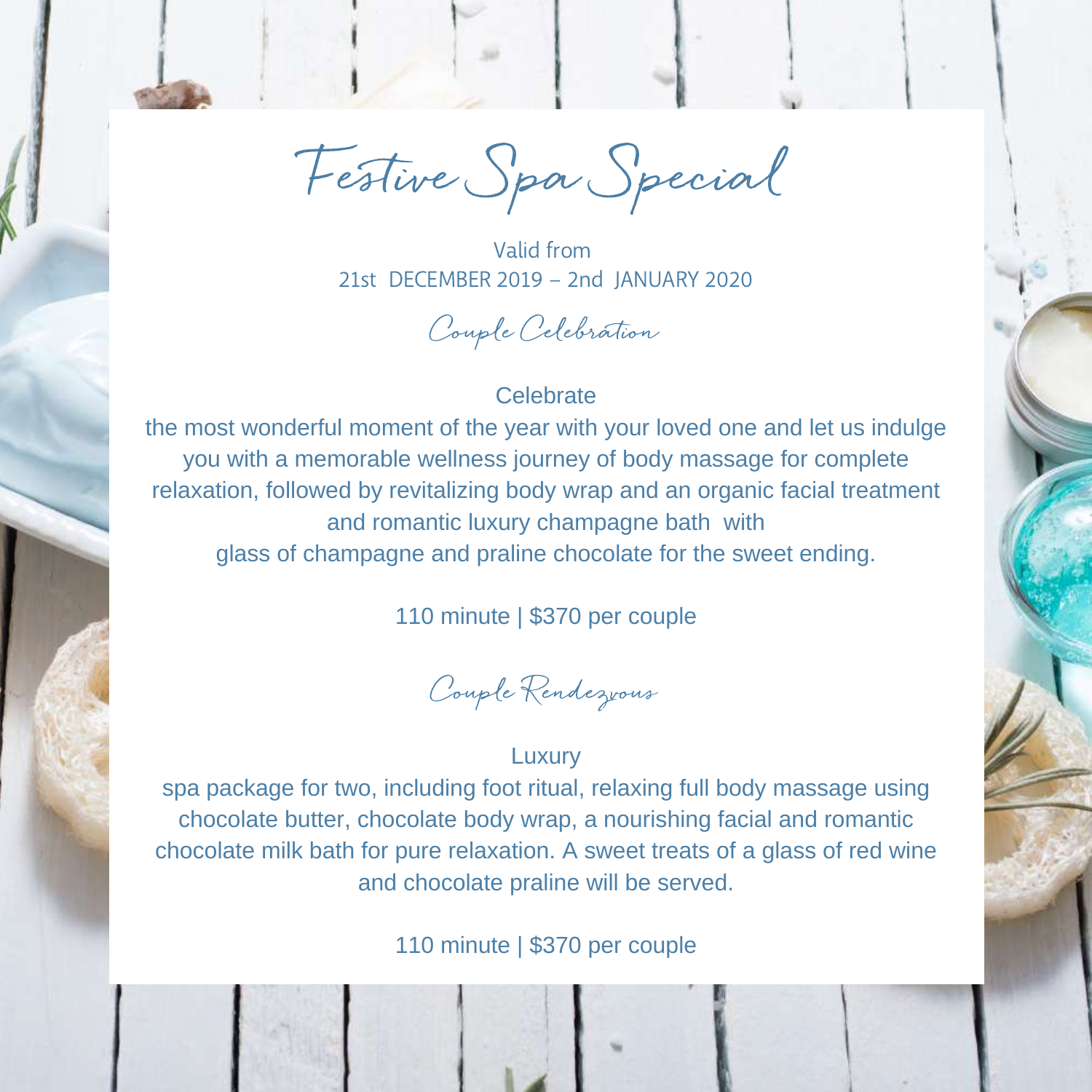# Festive Spa Special

Valid from
21st DECEMBER 2019 – 2nd JANUARY 2020

## Couple Celebration

Celebrate
the most wonderful moment of the year with your loved one and let us indulge you with a memorable wellness journey of body massage for complete relaxation, followed by revitalizing body wrap and an organic facial treatment and romantic luxury champagne bath with
glass of champagne and praline chocolate for the sweet ending.

110 minute | $370 per couple

## Couple Rendezvous

Luxury
spa package for two, including foot ritual, relaxing full body massage using chocolate butter, chocolate body wrap, a nourishing facial and romantic chocolate milk bath for pure relaxation. A sweet treats of a glass of red wine and chocolate praline will be served.

110 minute | $370 per couple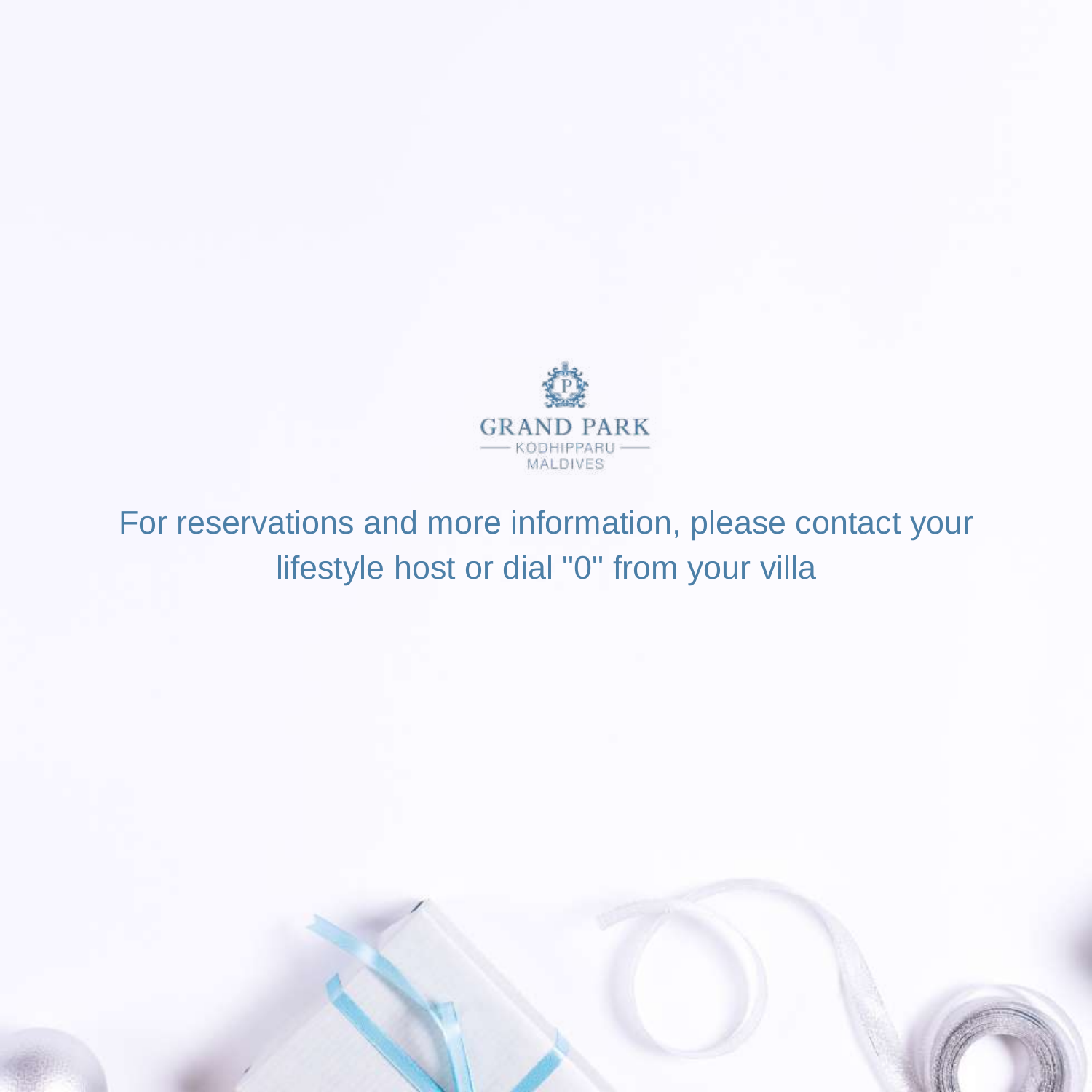GRAND PARK

KODHIPPARU

MALDIVES

For reservations and more information, please contact your lifestyle host or dial "0" from your villa